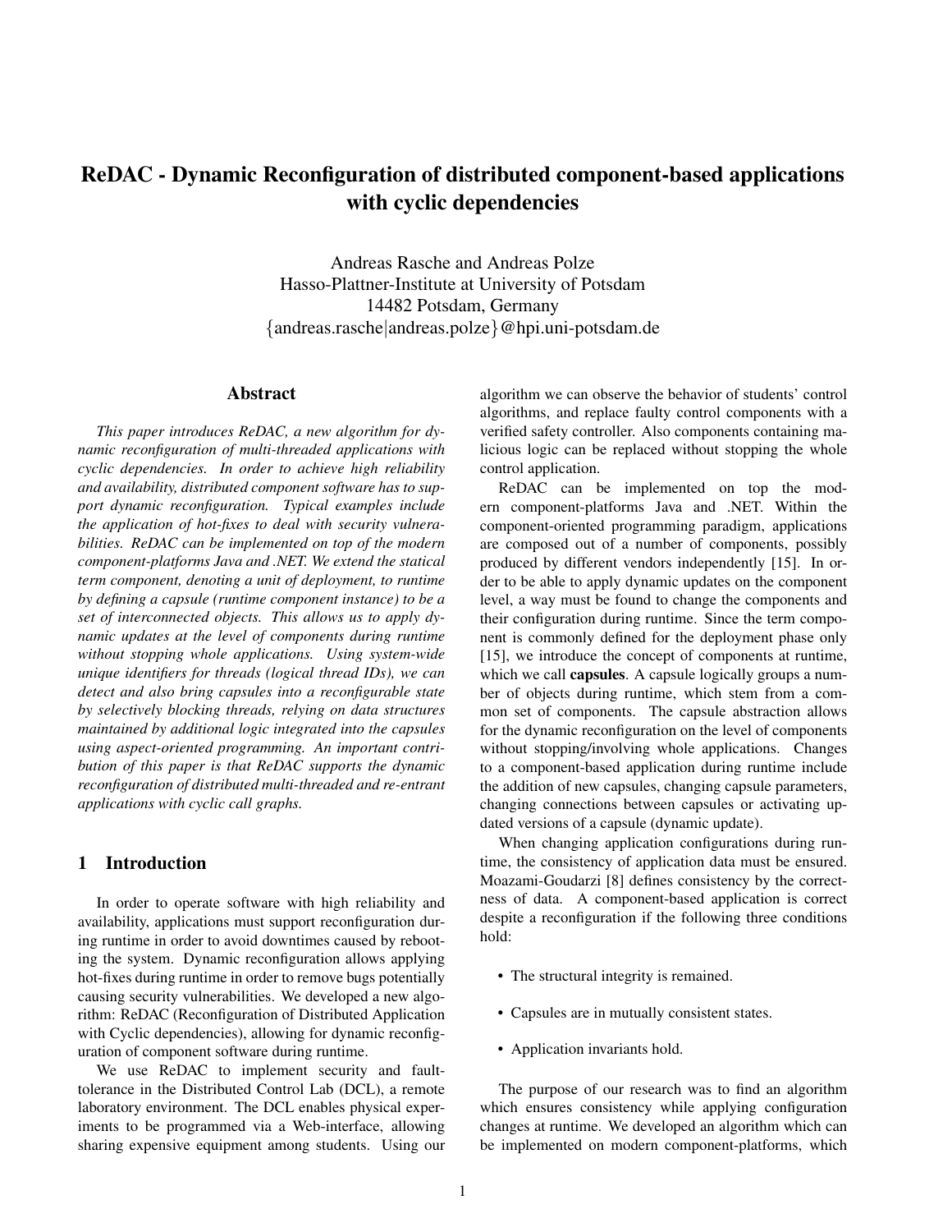# ReDAC - Dynamic Reconfiguration of distributed component-based applications with cyclic dependencies

Andreas Rasche and Andreas Polze
Hasso-Plattner-Institute at University of Potsdam
14482 Potsdam, Germany
{andreas.rasche|andreas.polze}@hpi.uni-potsdam.de

## Abstract

*This paper introduces ReDAC, a new algorithm for dynamic reconfiguration of multi-threaded applications with cyclic dependencies. In order to achieve high reliability and availability, distributed component software has to support dynamic reconfiguration. Typical examples include the application of hot-fixes to deal with security vulnerabilities. ReDAC can be implemented on top of the modern component-platforms Java and .NET. We extend the statical term component, denoting a unit of deployment, to runtime by defining a capsule (runtime component instance) to be a set of interconnected objects. This allows us to apply dynamic updates at the level of components during runtime without stopping whole applications. Using system-wide unique identifiers for threads (logical thread IDs), we can detect and also bring capsules into a reconfigurable state by selectively blocking threads, relying on data structures maintained by additional logic integrated into the capsules using aspect-oriented programming. An important contribution of this paper is that ReDAC supports the dynamic reconfiguration of distributed multi-threaded and re-entrant applications with cyclic call graphs.*

## 1 Introduction

In order to operate software with high reliability and availability, applications must support reconfiguration during runtime in order to avoid downtimes caused by rebooting the system. Dynamic reconfiguration allows applying hot-fixes during runtime in order to remove bugs potentially causing security vulnerabilities. We developed a new algorithm: ReDAC (Reconfiguration of Distributed Application with Cyclic dependencies), allowing for dynamic reconfiguration of component software during runtime.

We use ReDAC to implement security and fault-tolerance in the Distributed Control Lab (DCL), a remote laboratory environment. The DCL enables physical experiments to be programmed via a Web-interface, allowing sharing expensive equipment among students. Using our algorithm we can observe the behavior of students' control algorithms, and replace faulty control components with a verified safety controller. Also components containing malicious logic can be replaced without stopping the whole control application.

ReDAC can be implemented on top the modern component-platforms Java and .NET. Within the component-oriented programming paradigm, applications are composed out of a number of components, possibly produced by different vendors independently [15]. In order to be able to apply dynamic updates on the component level, a way must be found to change the components and their configuration during runtime. Since the term component is commonly defined for the deployment phase only [15], we introduce the concept of components at runtime, which we call **capsules**. A capsule logically groups a number of objects during runtime, which stem from a common set of components. The capsule abstraction allows for the dynamic reconfiguration on the level of components without stopping/involving whole applications. Changes to a component-based application during runtime include the addition of new capsules, changing capsule parameters, changing connections between capsules or activating updated versions of a capsule (dynamic update).

When changing application configurations during runtime, the consistency of application data must be ensured. Moazami-Goudarzi [8] defines consistency by the correctness of data. A component-based application is correct despite a reconfiguration if the following three conditions hold:

- The structural integrity is remained.
- Capsules are in mutually consistent states.
- Application invariants hold.

The purpose of our research was to find an algorithm which ensures consistency while applying configuration changes at runtime. We developed an algorithm which can be implemented on modern component-platforms, which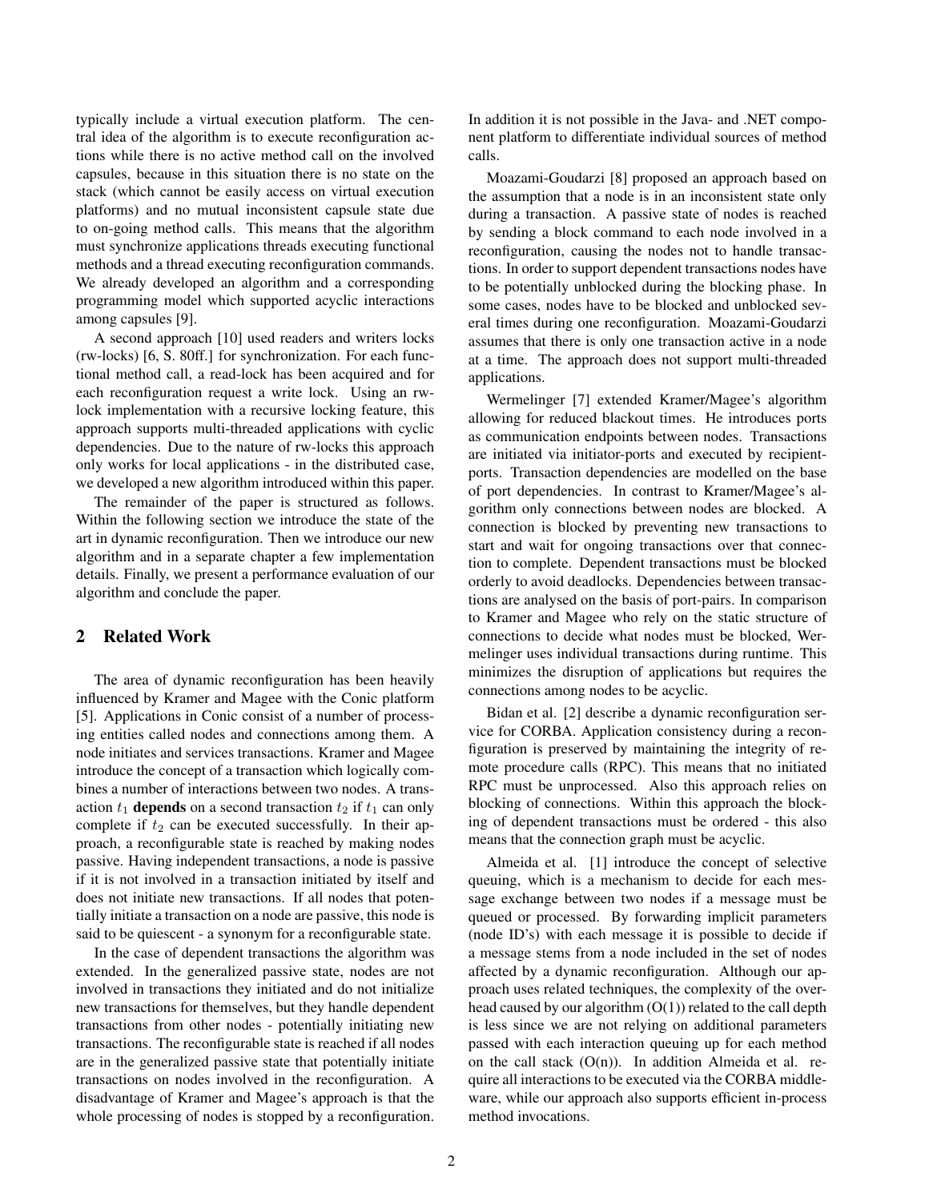typically include a virtual execution platform. The central idea of the algorithm is to execute reconfiguration actions while there is no active method call on the involved capsules, because in this situation there is no state on the stack (which cannot be easily access on virtual execution platforms) and no mutual inconsistent capsule state due to on-going method calls. This means that the algorithm must synchronize applications threads executing functional methods and a thread executing reconfiguration commands. We already developed an algorithm and a corresponding programming model which supported acyclic interactions among capsules [9].

A second approach [10] used readers and writers locks (rw-locks) [6, S. 80ff.] for synchronization. For each functional method call, a read-lock has been acquired and for each reconfiguration request a write lock. Using an rw-lock implementation with a recursive locking feature, this approach supports multi-threaded applications with cyclic dependencies. Due to the nature of rw-locks this approach only works for local applications - in the distributed case, we developed a new algorithm introduced within this paper.

The remainder of the paper is structured as follows. Within the following section we introduce the state of the art in dynamic reconfiguration. Then we introduce our new algorithm and in a separate chapter a few implementation details. Finally, we present a performance evaluation of our algorithm and conclude the paper.

## 2 Related Work

The area of dynamic reconfiguration has been heavily influenced by Kramer and Magee with the Conic platform [5]. Applications in Conic consist of a number of processing entities called nodes and connections among them. A node initiates and services transactions. Kramer and Magee introduce the concept of a transaction which logically combines a number of interactions between two nodes. A transaction $t_1$ **depends** on a second transaction $t_2$ if $t_1$ can only complete if $t_2$ can be executed successfully. In their approach, a reconfigurable state is reached by making nodes passive. Having independent transactions, a node is passive if it is not involved in a transaction initiated by itself and does not initiate new transactions. If all nodes that potentially initiate a transaction on a node are passive, this node is said to be quiescent - a synonym for a reconfigurable state.

In the case of dependent transactions the algorithm was extended. In the generalized passive state, nodes are not involved in transactions they initiated and do not initialize new transactions for themselves, but they handle dependent transactions from other nodes - potentially initiating new transactions. The reconfigurable state is reached if all nodes are in the generalized passive state that potentially initiate transactions on nodes involved in the reconfiguration. A disadvantage of Kramer and Magee's approach is that the whole processing of nodes is stopped by a reconfiguration. In addition it is not possible in the Java- and .NET component platform to differentiate individual sources of method calls.

Moazami-Goudarzi [8] proposed an approach based on the assumption that a node is in an inconsistent state only during a transaction. A passive state of nodes is reached by sending a block command to each node involved in a reconfiguration, causing the nodes not to handle transactions. In order to support dependent transactions nodes have to be potentially unblocked during the blocking phase. In some cases, nodes have to be blocked and unblocked several times during one reconfiguration. Moazami-Goudarzi assumes that there is only one transaction active in a node at a time. The approach does not support multi-threaded applications.

Wermelinger [7] extended Kramer/Magee's algorithm allowing for reduced blackout times. He introduces ports as communication endpoints between nodes. Transactions are initiated via initiator-ports and executed by recipient-ports. Transaction dependencies are modelled on the base of port dependencies. In contrast to Kramer/Magee's algorithm only connections between nodes are blocked. A connection is blocked by preventing new transactions to start and wait for ongoing transactions over that connection to complete. Dependent transactions must be blocked orderly to avoid deadlocks. Dependencies between transactions are analysed on the basis of port-pairs. In comparison to Kramer and Magee who rely on the static structure of connections to decide what nodes must be blocked, Wermelinger uses individual transactions during runtime. This minimizes the disruption of applications but requires the connections among nodes to be acyclic.

Bidan et al. [2] describe a dynamic reconfiguration service for CORBA. Application consistency during a reconfiguration is preserved by maintaining the integrity of remote procedure calls (RPC). This means that no initiated RPC must be unprocessed. Also this approach relies on blocking of connections. Within this approach the blocking of dependent transactions must be ordered - this also means that the connection graph must be acyclic.

Almeida et al. [1] introduce the concept of selective queuing, which is a mechanism to decide for each message exchange between two nodes if a message must be queued or processed. By forwarding implicit parameters (node ID's) with each message it is possible to decide if a message stems from a node included in the set of nodes affected by a dynamic reconfiguration. Although our approach uses related techniques, the complexity of the overhead caused by our algorithm (O(1)) related to the call depth is less since we are not relying on additional parameters passed with each interaction queuing up for each method on the call stack (O(n)). In addition Almeida et al. require all interactions to be executed via the CORBA middleware, while our approach also supports efficient in-process method invocations.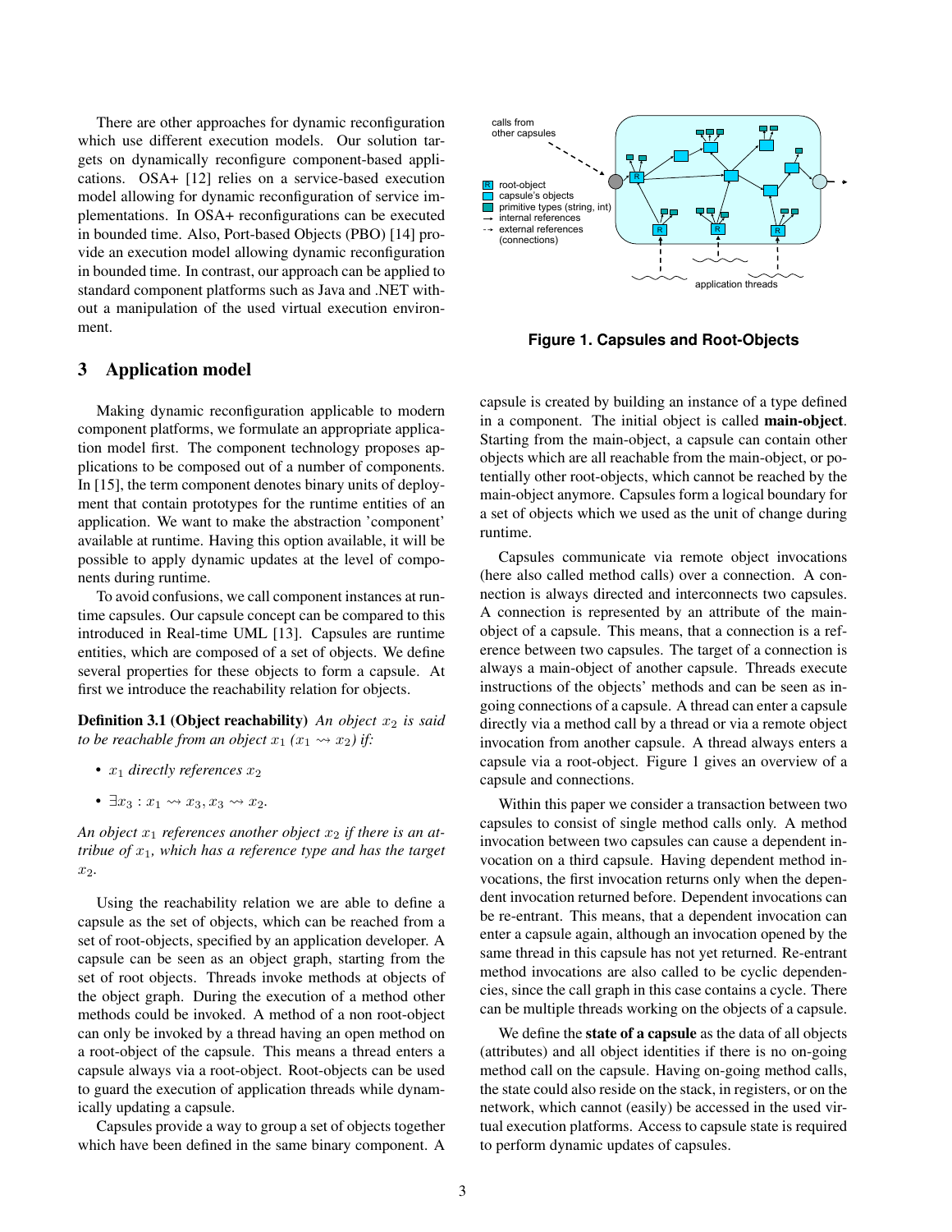There are other approaches for dynamic reconfiguration which use different execution models. Our solution targets on dynamically reconfigure component-based applications. OSA+ [12] relies on a service-based execution model allowing for dynamic reconfiguration of service implementations. In OSA+ reconfigurations can be executed in bounded time. Also, Port-based Objects (PBO) [14] provide an execution model allowing dynamic reconfiguration in bounded time. In contrast, our approach can be applied to standard component platforms such as Java and .NET without a manipulation of the used virtual execution environment.

## 3 Application model

Making dynamic reconfiguration applicable to modern component platforms, we formulate an appropriate application model first. The component technology proposes applications to be composed out of a number of components. In [15], the term component denotes binary units of deployment that contain prototypes for the runtime entities of an application. We want to make the abstraction 'component' available at runtime. Having this option available, it will be possible to apply dynamic updates at the level of components during runtime.

To avoid confusions, we call component instances at runtime capsules. Our capsule concept can be compared to this introduced in Real-time UML [13]. Capsules are runtime entities, which are composed of a set of objects. We define several properties for these objects to form a capsule. At first we introduce the reachability relation for objects.

**Definition 3.1 (Object reachability)** *An object $x_2$ is said to be reachable from an object $x_1$ ($x_1 \rightsquigarrow x_2$) if:*

- *$x_1$ directly references $x_2$*
- *$\exists x_3 : x_1 \rightsquigarrow x_3, x_3 \rightsquigarrow x_2$.*

*An object $x_1$ references another object $x_2$ if there is an attribue of $x_1$, which has a reference type and has the target $x_2$.*

Using the reachability relation we are able to define a capsule as the set of objects, which can be reached from a set of root-objects, specified by an application developer. A capsule can be seen as an object graph, starting from the set of root objects. Threads invoke methods at objects of the object graph. During the execution of a method other methods could be invoked. A method of a non root-object can only be invoked by a thread having an open method on a root-object of the capsule. This means a thread enters a capsule always via a root-object. Root-objects can be used to guard the execution of application threads while dynamically updating a capsule.

Capsules provide a way to group a set of objects together which have been defined in the same binary component. A capsule is created by building an instance of a type defined in a component. The initial object is called **main-object**. Starting from the main-object, a capsule can contain other objects which are all reachable from the main-object, or potentially other root-objects, which cannot be reached by the main-object anymore. Capsules form a logical boundary for a set of objects which we used as the unit of change during runtime.

Capsules communicate via remote object invocations (here also called method calls) over a connection. A connection is always directed and interconnects two capsules. A connection is represented by an attribute of the main-object of a capsule. This means, that a connection is a reference between two capsules. The target of a connection is always a main-object of another capsule. Threads execute instructions of the objects' methods and can be seen as ingoing connections of a capsule. A thread can enter a capsule directly via a method call by a thread or via a remote object invocation from another capsule. A thread always enters a capsule via a root-object. Figure 1 gives an overview of a capsule and connections.

**Figure 1. Capsules and Root-Objects**

Within this paper we consider a transaction between two capsules to consist of single method calls only. A method invocation between two capsules can cause a dependent invocation on a third capsule. Having dependent method invocations, the first invocation returns only when the dependent invocation returned before. Dependent invocations can be re-entrant. This means, that a dependent invocation can enter a capsule again, although an invocation opened by the same thread in this capsule has not yet returned. Re-entrant method invocations are also called to be cyclic dependencies, since the call graph in this case contains a cycle. There can be multiple threads working on the objects of a capsule.

We define the **state of a capsule** as the data of all objects (attributes) and all object identities if there is no on-going method call on the capsule. Having on-going method calls, the state could also reside on the stack, in registers, or on the network, which cannot (easily) be accessed in the used virtual execution platforms. Access to capsule state is required to perform dynamic updates of capsules.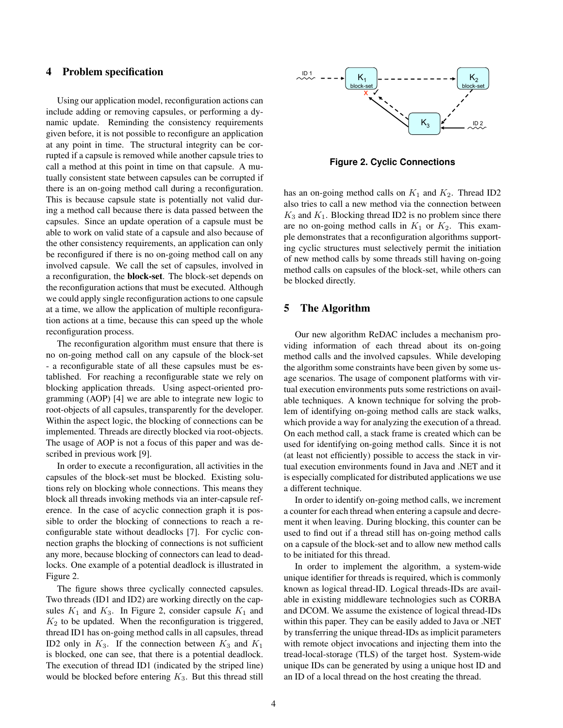## 4 Problem specification

Using our application model, reconfiguration actions can include adding or removing capsules, or performing a dynamic update. Reminding the consistency requirements given before, it is not possible to reconfigure an application at any point in time. The structural integrity can be corrupted if a capsule is removed while another capsule tries to call a method at this point in time on that capsule. A mutually consistent state between capsules can be corrupted if there is an on-going method call during a reconfiguration. This is because capsule state is potentially not valid during a method call because there is data passed between the capsules. Since an update operation of a capsule must be able to work on valid state of a capsule and also because of the other consistency requirements, an application can only be reconfigured if there is no on-going method call on any involved capsule. We call the set of capsules, involved in a reconfiguration, the **block-set**. The block-set depends on the reconfiguration actions that must be executed. Although we could apply single reconfiguration actions to one capsule at a time, we allow the application of multiple reconfiguration actions at a time, because this can speed up the whole reconfiguration process.

The reconfiguration algorithm must ensure that there is no on-going method call on any capsule of the block-set - a reconfigurable state of all these capsules must be established. For reaching a reconfigurable state we rely on blocking application threads. Using aspect-oriented programming (AOP) [4] we are able to integrate new logic to root-objects of all capsules, transparently for the developer. Within the aspect logic, the blocking of connections can be implemented. Threads are directly blocked via root-objects. The usage of AOP is not a focus of this paper and was described in previous work [9].

In order to execute a reconfiguration, all activities in the capsules of the block-set must be blocked. Existing solutions rely on blocking whole connections. This means they block all threads invoking methods via an inter-capsule reference. In the case of acyclic connection graph it is possible to order the blocking of connections to reach a reconfigurable state without deadlocks [7]. For cyclic connection graphs the blocking of connections is not sufficient any more, because blocking of connectors can lead to deadlocks. One example of a potential deadlock is illustrated in Figure 2.

**Figure 2. Cyclic Connections**

The figure shows three cyclically connected capsules. Two threads (ID1 and ID2) are working directly on the capsules $K_1$ and $K_3$. In Figure 2, consider capsule $K_1$ and $K_2$ to be updated. When the reconfiguration is triggered, thread ID1 has on-going method calls in all capsules, thread ID2 only in $K_3$. If the connection between $K_3$ and $K_1$ is blocked, one can see, that there is a potential deadlock. The execution of thread ID1 (indicated by the striped line) would be blocked before entering $K_3$. But this thread still has an on-going method calls on $K_1$ and $K_2$. Thread ID2 also tries to call a new method via the connection between $K_3$ and $K_1$. Blocking thread ID2 is no problem since there are no on-going method calls in $K_1$ or $K_2$. This example demonstrates that a reconfiguration algorithms supporting cyclic structures must selectively permit the initiation of new method calls by some threads still having on-going method calls on capsules of the block-set, while others can be blocked directly.

## 5 The Algorithm

Our new algorithm ReDAC includes a mechanism providing information of each thread about its on-going method calls and the involved capsules. While developing the algorithm some constraints have been given by some usage scenarios. The usage of component platforms with virtual execution environments puts some restrictions on available techniques. A known technique for solving the problem of identifying on-going method calls are stack walks, which provide a way for analyzing the execution of a thread. On each method call, a stack frame is created which can be used for identifying on-going method calls. Since it is not (at least not efficiently) possible to access the stack in virtual execution environments found in Java and .NET and it is especially complicated for distributed applications we use a different technique.

In order to identify on-going method calls, we increment a counter for each thread when entering a capsule and decrement it when leaving. During blocking, this counter can be used to find out if a thread still has on-going method calls on a capsule of the block-set and to allow new method calls to be initiated for this thread.

In order to implement the algorithm, a system-wide unique identifier for threads is required, which is commonly known as logical thread-ID. Logical threads-IDs are available in existing middleware technologies such as CORBA and DCOM. We assume the existence of logical thread-IDs within this paper. They can be easily added to Java or .NET by transferring the unique thread-IDs as implicit parameters with remote object invocations and injecting them into the tread-local-storage (TLS) of the target host. System-wide unique IDs can be generated by using a unique host ID and an ID of a local thread on the host creating the thread.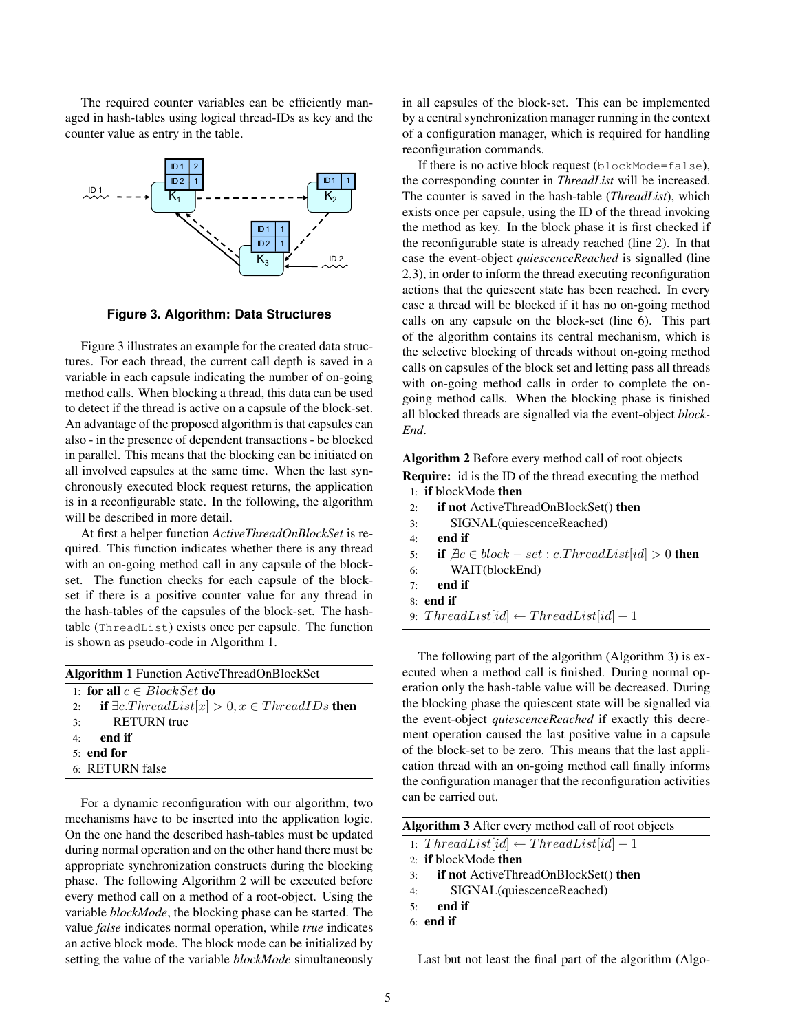The required counter variables can be efficiently managed in hash-tables using logical thread-IDs as key and the counter value as entry in the table.

**Figure 3. Algorithm: Data Structures**

Figure 3 illustrates an example for the created data structures. For each thread, the current call depth is saved in a variable in each capsule indicating the number of on-going method calls. When blocking a thread, this data can be used to detect if the thread is active on a capsule of the block-set. An advantage of the proposed algorithm is that capsules can also - in the presence of dependent transactions - be blocked in parallel. This means that the blocking can be initiated on all involved capsules at the same time. When the last synchronously executed block request returns, the application is in a reconfigurable state. In the following, the algorithm will be described in more detail.

At first a helper function *ActiveThreadOnBlockSet* is required. This function indicates whether there is any thread with an on-going method call in any capsule of the block-set. The function checks for each capsule of the block-set if there is a positive counter value for any thread in the hash-tables of the capsules of the block-set. The hash-table (`ThreadList`) exists once per capsule. The function is shown as pseudo-code in Algorithm 1.

**Algorithm 1** Function ActiveThreadOnBlockSet

1: **for all** $c \in BlockSet$ **do**
2: &nbsp;&nbsp;&nbsp;&nbsp;**if** $\exists c.ThreadList[x] > 0, x \in ThreadIDs$ **then**
3: &nbsp;&nbsp;&nbsp;&nbsp;&nbsp;&nbsp;&nbsp;&nbsp;RETURN true
4: &nbsp;&nbsp;&nbsp;&nbsp;**end if**
5: **end for**
6: RETURN false

For a dynamic reconfiguration with our algorithm, two mechanisms have to be inserted into the application logic. On the one hand the described hash-tables must be updated during normal operation and on the other hand there must be appropriate synchronization constructs during the blocking phase. The following Algorithm 2 will be executed before every method call on a method of a root-object. Using the variable *blockMode*, the blocking phase can be started. The value *false* indicates normal operation, while *true* indicates an active block mode. The block mode can be initialized by setting the value of the variable *blockMode* simultaneously in all capsules of the block-set. This can be implemented by a central synchronization manager running in the context of a configuration manager, which is required for handling reconfiguration commands.

If there is no active block request (`blockMode=false`), the corresponding counter in *ThreadList* will be increased. The counter is saved in the hash-table (*ThreadList*), which exists once per capsule, using the ID of the thread invoking the method as key. In the block phase it is first checked if the reconfigurable state is already reached (line 2). In that case the event-object *quiescenceReached* is signalled (line 2,3), in order to inform the thread executing reconfiguration actions that the quiescent state has been reached. In every case a thread will be blocked if it has no on-going method calls on any capsule on the block-set (line 6). This part of the algorithm contains its central mechanism, which is the selective blocking of threads without on-going method calls on capsules of the block set and letting pass all threads with on-going method calls in order to complete the on-going method calls. When the blocking phase is finished all blocked threads are signalled via the event-object *block-End*.

**Algorithm 2** Before every method call of root objects

**Require:** id is the ID of the thread executing the method
1: **if** blockMode **then**
2: &nbsp;&nbsp;&nbsp;&nbsp;**if not** ActiveThreadOnBlockSet() **then**
3: &nbsp;&nbsp;&nbsp;&nbsp;&nbsp;&nbsp;&nbsp;&nbsp;SIGNAL(quiescenceReached)
4: &nbsp;&nbsp;&nbsp;&nbsp;**end if**
5: &nbsp;&nbsp;&nbsp;&nbsp;**if** $\nexists c \in block-set : c.ThreadList[id] > 0$ **then**
6: &nbsp;&nbsp;&nbsp;&nbsp;&nbsp;&nbsp;&nbsp;&nbsp;WAIT(blockEnd)
7: &nbsp;&nbsp;&nbsp;&nbsp;**end if**
8: **end if**
9: $ThreadList[id] \leftarrow ThreadList[id] + 1$

The following part of the algorithm (Algorithm 3) is executed when a method call is finished. During normal operation only the hash-table value will be decreased. During the blocking phase the quiescent state will be signalled via the event-object *quiescenceReached* if exactly this decrement operation caused the last positive value in a capsule of the block-set to be zero. This means that the last application thread with an on-going method call finally informs the configuration manager that the reconfiguration activities can be carried out.

**Algorithm 3** After every method call of root objects

1: $ThreadList[id] \leftarrow ThreadList[id] - 1$
2: **if** blockMode **then**
3: &nbsp;&nbsp;&nbsp;&nbsp;**if not** ActiveThreadOnBlockSet() **then**
4: &nbsp;&nbsp;&nbsp;&nbsp;&nbsp;&nbsp;&nbsp;&nbsp;SIGNAL(quiescenceReached)
5: &nbsp;&nbsp;&nbsp;&nbsp;**end if**
6: **end if**

Last but not least the final part of the algorithm (Algo-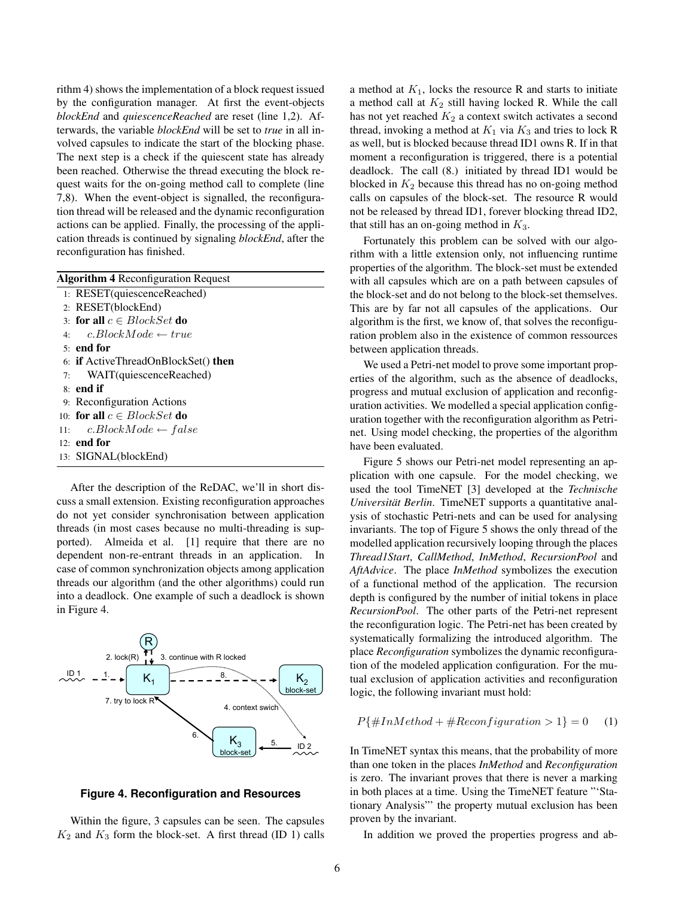rithm 4) shows the implementation of a block request issued by the configuration manager. At first the event-objects *blockEnd* and *quiescenceReached* are reset (line 1,2). Afterwards, the variable *blockEnd* will be set to *true* in all involved capsules to indicate the start of the blocking phase. The next step is a check if the quiescent state has already been reached. Otherwise the thread executing the block request waits for the on-going method call to complete (line 7,8). When the event-object is signalled, the reconfiguration thread will be released and the dynamic reconfiguration actions can be applied. Finally, the processing of the application threads is continued by signaling *blockEnd*, after the reconfiguration has finished.

**Algorithm 4** Reconfiguration Request

```
1:  RESET(quiescenceReached)
2:  RESET(blockEnd)
3:  for all c ∈ BlockSet do
4:     c.BlockMode ← true
5:  end for
6:  if ActiveThreadOnBlockSet() then
7:     WAIT(quiescenceReached)
8:  end if
9:  Reconfiguration Actions
10: for all c ∈ BlockSet do
11:    c.BlockMode ← false
12: end for
13: SIGNAL(blockEnd)
```

After the description of the ReDAC, we'll in short discuss a small extension. Existing reconfiguration approaches do not yet consider synchronisation between application threads (in most cases because no multi-threading is supported). Almeida et al. [1] require that there are no dependent non-re-entrant threads in an application. In case of common synchronization objects among application threads our algorithm (and the other algorithms) could run into a deadlock. One example of such a deadlock is shown in Figure 4.

**Figure 4. Reconfiguration and Resources**

Within the figure, 3 capsules can be seen. The capsules $K_2$ and $K_3$ form the block-set. A first thread (ID 1) calls a method at $K_1$, locks the resource R and starts to initiate a method call at $K_2$ still having locked R. While the call has not yet reached $K_2$ a context switch activates a second thread, invoking a method at $K_1$ via $K_3$ and tries to lock R as well, but is blocked because thread ID1 owns R. If in that moment a reconfiguration is triggered, there is a potential deadlock. The call (8.) initiated by thread ID1 would be blocked in $K_2$ because this thread has no on-going method calls on capsules of the block-set. The resource R would not be released by thread ID1, forever blocking thread ID2, that still has an on-going method in $K_3$.

Fortunately this problem can be solved with our algorithm with a little extension only, not influencing runtime properties of the algorithm. The block-set must be extended with all capsules which are on a path between capsules of the block-set and do not belong to the block-set themselves. This are by far not all capsules of the applications. Our algorithm is the first, we know of, that solves the reconfiguration problem also in the existence of common ressources between application threads.

We used a Petri-net model to prove some important properties of the algorithm, such as the absence of deadlocks, progress and mutual exclusion of application and reconfiguration activities. We modelled a special application configuration together with the reconfiguration algorithm as Petri-net. Using model checking, the properties of the algorithm have been evaluated.

Figure 5 shows our Petri-net model representing an application with one capsule. For the model checking, we used the tool TimeNET [3] developed at the *Technische Universität Berlin*. TimeNET supports a quantitative analysis of stochastic Petri-nets and can be used for analysing invariants. The top of Figure 5 shows the only thread of the modelled application recursively looping through the places *Thread1Start*, *CallMethod*, *InMethod*, *RecursionPool* and *AftAdvice*. The place *InMethod* symbolizes the execution of a functional method of the application. The recursion depth is configured by the number of initial tokens in place *RecursionPool*. The other parts of the Petri-net represent the reconfiguration logic. The Petri-net has been created by systematically formalizing the introduced algorithm. The place *Reconfiguration* symbolizes the dynamic reconfiguration of the modeled application configuration. For the mutual exclusion of application activities and reconfiguration logic, the following invariant must hold:

$$P\{\#InMethod + \#Reconfiguration > 1\} = 0 \quad (1)$$

In TimeNET syntax this means, that the probability of more than one token in the places *InMethod* and *Reconfiguration* is zero. The invariant proves that there is never a marking in both places at a time. Using the TimeNET feature "'Stationary Analysis"' the property mutual exclusion has been proven by the invariant.

In addition we proved the properties progress and ab-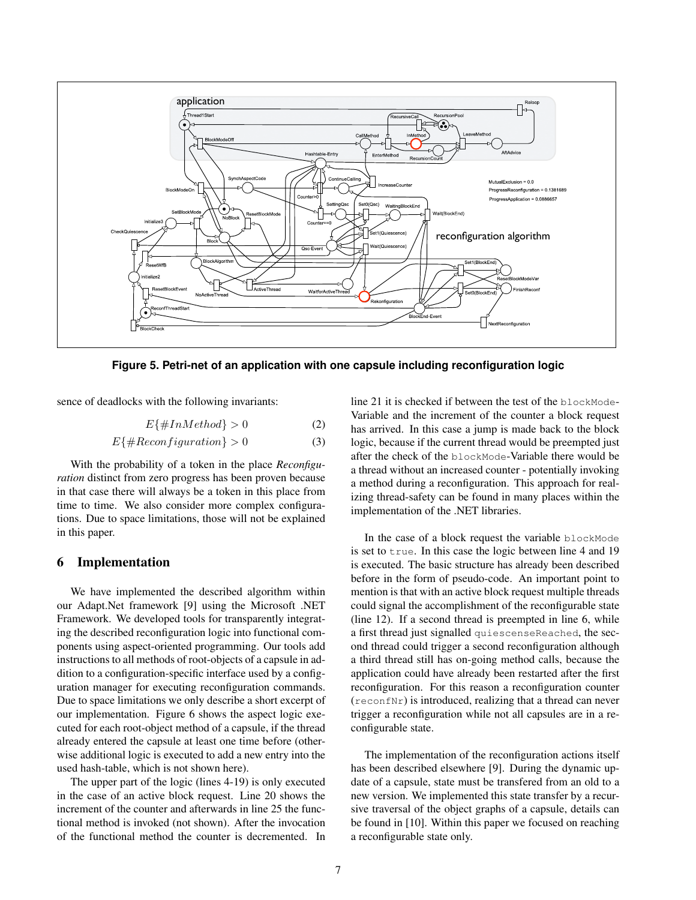Figure 5. Petri-net of an application with one capsule including reconfiguration logic

sence of deadlocks with the following invariants:

$$E\{\#InMethod\} > 0 \tag{2}$$

$$E\{\#Reconfiguration\} > 0 \tag{3}$$

With the probability of a token in the place *Reconfiguration* distinct from zero progress has been proven because in that case there will always be a token in this place from time to time. We also consider more complex configurations. Due to space limitations, those will not be explained in this paper.

## 6 Implementation

We have implemented the described algorithm within our Adapt.Net framework [9] using the Microsoft .NET Framework. We developed tools for transparently integrating the described reconfiguration logic into functional components using aspect-oriented programming. Our tools add instructions to all methods of root-objects of a capsule in addition to a configuration-specific interface used by a configuration manager for executing reconfiguration commands. Due to space limitations we only describe a short excerpt of our implementation. Figure 6 shows the aspect logic executed for each root-object method of a capsule, if the thread already entered the capsule at least one time before (otherwise additional logic is executed to add a new entry into the used hash-table, which is not shown here).

The upper part of the logic (lines 4-19) is only executed in the case of an active block request. Line 20 shows the increment of the counter and afterwards in line 25 the functional method is invoked (not shown). After the invocation of the functional method the counter is decremented. In line 21 it is checked if between the test of the `blockMode`-Variable and the increment of the counter a block request has arrived. In this case a jump is made back to the block logic, because if the current thread would be preempted just after the check of the `blockMode`-Variable there would be a thread without an increased counter - potentially invoking a method during a reconfiguration. This approach for realizing thread-safety can be found in many places within the implementation of the .NET libraries.

In the case of a block request the variable `blockMode` is set to `true`. In this case the logic between line 4 and 19 is executed. The basic structure has already been described before in the form of pseudo-code. An important point to mention is that with an active block request multiple threads could signal the accomplishment of the reconfigurable state (line 12). If a second thread is preempted in line 6, while a first thread just signalled `quiescenseReached`, the second thread could trigger a second reconfiguration although a third thread still has on-going method calls, because the application could have already been restarted after the first reconfiguration. For this reason a reconfiguration counter (`reconfNr`) is introduced, realizing that a thread can never trigger a reconfiguration while not all capsules are in a reconfigurable state.

The implementation of the reconfiguration actions itself has been described elsewhere [9]. During the dynamic update of a capsule, state must be transfered from an old to a new version. We implemented this state transfer by a recursive traversal of the object graphs of a capsule, details can be found in [10]. Within this paper we focused on reaching a reconfigurable state only.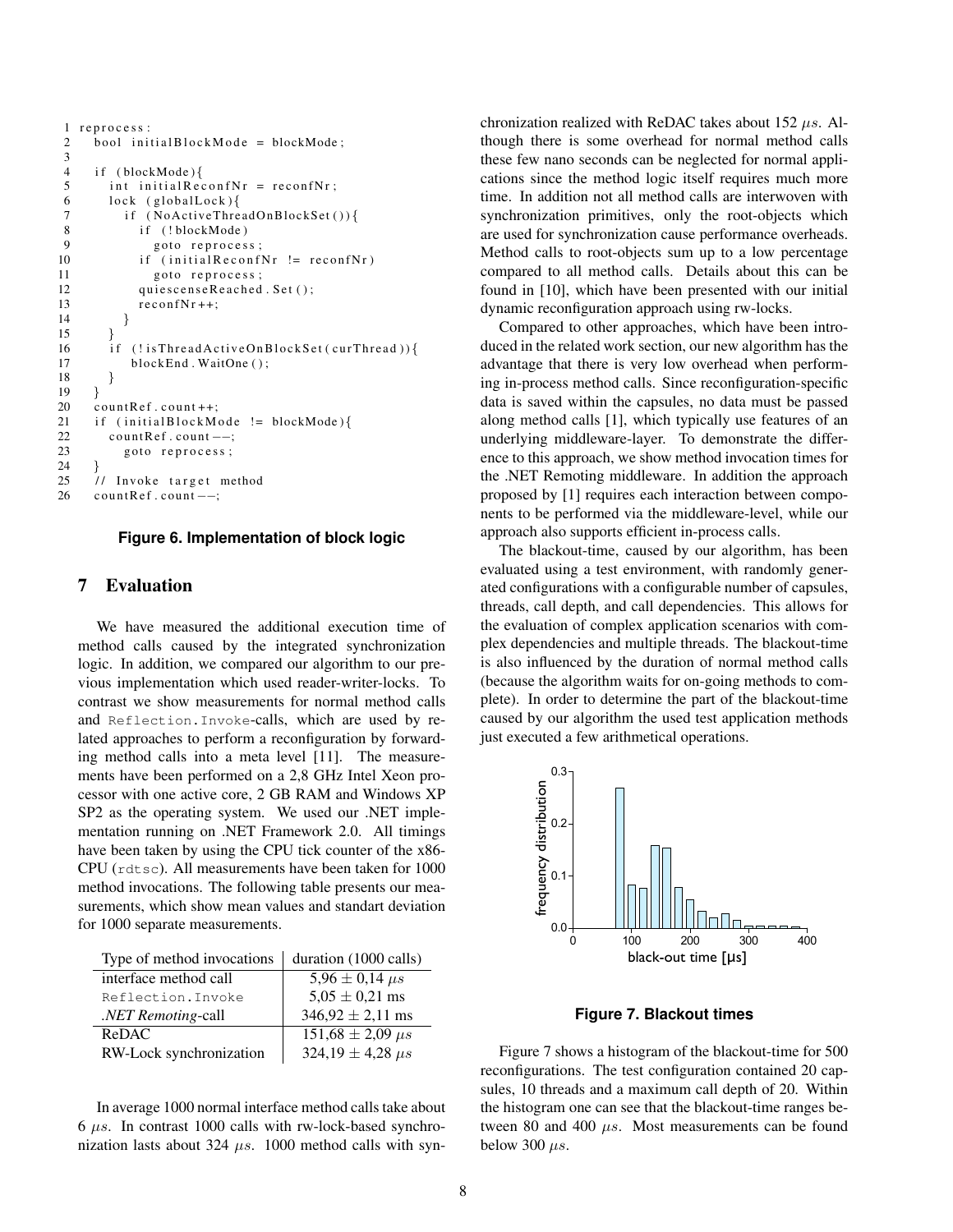```
1  reprocess:
2    bool initialBlockMode = blockMode;
3
4    if (blockMode){
5      int initialReconfNr = reconfNr;
6      lock (globalLock){
7        if (NoActiveThreadOnBlockSet()){
8          if (!blockMode)
9            goto reprocess;
10         if (initialReconfNr != reconfNr)
11           goto reprocess;
12         quiescenseReached.Set();
13         reconfNr++;
14       }
15     }
16     if (!isThreadActiveOnBlockSet(curThread)){
17         blockEnd.WaitOne();
18     }
19   }
20   countRef.count++;
21   if (initialBlockMode != blockMode){
22     countRef.count--;
23       goto reprocess;
24   }
25   // Invoke target method
26   countRef.count--;
```

**Figure 6. Implementation of block logic**

## 7 Evaluation

We have measured the additional execution time of method calls caused by the integrated synchronization logic. In addition, we compared our algorithm to our previous implementation which used reader-writer-locks. To contrast we show measurements for normal method calls and `Reflection.Invoke`-calls, which are used by related approaches to perform a reconfiguration by forwarding method calls into a meta level [11]. The measurements have been performed on a 2,8 GHz Intel Xeon processor with one active core, 2 GB RAM and Windows XP SP2 as the operating system. We used our .NET implementation running on .NET Framework 2.0. All timings have been taken by using the CPU tick counter of the x86-CPU (`rdtsc`). All measurements have been taken for 1000 method invocations. The following table presents our measurements, which show mean values and standart deviation for 1000 separate measurements.

| Type of method invocations | duration (1000 calls) |
|---|---|
| interface method call | 5,96 ± 0,14 $\mu s$ |
| `Reflection.Invoke` | 5,05 ± 0,21 ms |
| *.NET Remoting*-call | 346,92 ± 2,11 ms |
| ReDAC | 151,68 ± 2,09 $\mu s$ |
| RW-Lock synchronization | 324,19 ± 4,28 $\mu s$ |

In average 1000 normal interface method calls take about 6 $\mu s$. In contrast 1000 calls with rw-lock-based synchronization lasts about 324 $\mu s$. 1000 method calls with synchronization realized with ReDAC takes about 152 $\mu s$. Although there is some overhead for normal method calls these few nano seconds can be neglected for normal applications since the method logic itself requires much more time. In addition not all method calls are interwoven with synchronization primitives, only the root-objects which are used for synchronization cause performance overheads. Method calls to root-objects sum up to a low percentage compared to all method calls. Details about this can be found in [10], which have been presented with our initial dynamic reconfiguration approach using rw-locks.

Compared to other approaches, which have been introduced in the related work section, our new algorithm has the advantage that there is very low overhead when performing in-process method calls. Since reconfiguration-specific data is saved within the capsules, no data must be passed along method calls [1], which typically use features of an underlying middleware-layer. To demonstrate the difference to this approach, we show method invocation times for the .NET Remoting middleware. In addition the approach proposed by [1] requires each interaction between components to be performed via the middleware-level, while our approach also supports efficient in-process calls.

The blackout-time, caused by our algorithm, has been evaluated using a test environment, with randomly generated configurations with a configurable number of capsules, threads, call depth, and call dependencies. This allows for the evaluation of complex application scenarios with complex dependencies and multiple threads. The blackout-time is also influenced by the duration of normal method calls (because the algorithm waits for on-going methods to complete). In order to determine the part of the blackout-time caused by our algorithm the used test application methods just executed a few arithmetical operations.

**Figure 7. Blackout times**

Figure 7 shows a histogram of the blackout-time for 500 reconfigurations. The test configuration contained 20 capsules, 10 threads and a maximum call depth of 20. Within the histogram one can see that the blackout-time ranges between 80 and 400 $\mu s$. Most measurements can be found below 300 $\mu s$.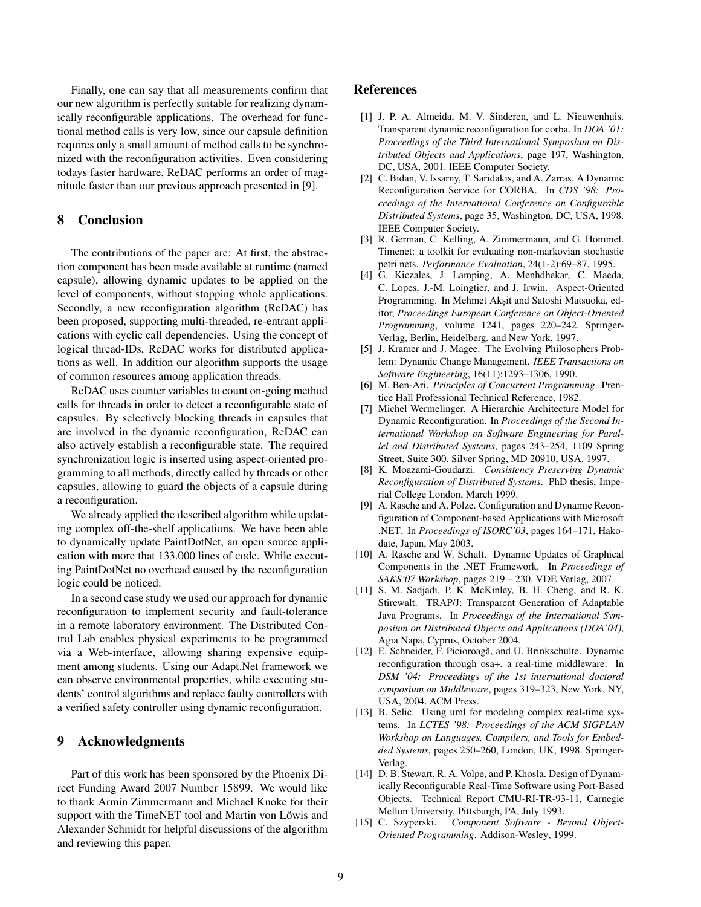Finally, one can say that all measurements confirm that our new algorithm is perfectly suitable for realizing dynamically reconfigurable applications. The overhead for functional method calls is very low, since our capsule definition requires only a small amount of method calls to be synchronized with the reconfiguration activities. Even considering todays faster hardware, ReDAC performs an order of magnitude faster than our previous approach presented in [9].

## 8 Conclusion

The contributions of the paper are: At first, the abstraction component has been made available at runtime (named capsule), allowing dynamic updates to be applied on the level of components, without stopping whole applications. Secondly, a new reconfiguration algorithm (ReDAC) has been proposed, supporting multi-threaded, re-entrant applications with cyclic call dependencies. Using the concept of logical thread-IDs, ReDAC works for distributed applications as well. In addition our algorithm supports the usage of common resources among application threads.

ReDAC uses counter variables to count on-going method calls for threads in order to detect a reconfigurable state of capsules. By selectively blocking threads in capsules that are involved in the dynamic reconfiguration, ReDAC can also actively establish a reconfigurable state. The required synchronization logic is inserted using aspect-oriented programming to all methods, directly called by threads or other capsules, allowing to guard the objects of a capsule during a reconfiguration.

We already applied the described algorithm while updating complex off-the-shelf applications. We have been able to dynamically update PaintDotNet, an open source application with more that 133.000 lines of code. While executing PaintDotNet no overhead caused by the reconfiguration logic could be noticed.

In a second case study we used our approach for dynamic reconfiguration to implement security and fault-tolerance in a remote laboratory environment. The Distributed Control Lab enables physical experiments to be programmed via a Web-interface, allowing sharing expensive equipment among students. Using our Adapt.Net framework we can observe environmental properties, while executing students' control algorithms and replace faulty controllers with a verified safety controller using dynamic reconfiguration.

## 9 Acknowledgments

Part of this work has been sponsored by the Phoenix Direct Funding Award 2007 Number 15899. We would like to thank Armin Zimmermann and Michael Knoke for their support with the TimeNET tool and Martin von Löwis and Alexander Schmidt for helpful discussions of the algorithm and reviewing this paper.

## References

[1] J. P. A. Almeida, M. V. Sinderen, and L. Nieuwenhuis. Transparent dynamic reconfiguration for corba. In *DOA '01: Proceedings of the Third International Symposium on Distributed Objects and Applications*, page 197, Washington, DC, USA, 2001. IEEE Computer Society.

[2] C. Bidan, V. Issarny, T. Saridakis, and A. Zarras. A Dynamic Reconfiguration Service for CORBA. In *CDS '98: Proceedings of the International Conference on Configurable Distributed Systems*, page 35, Washington, DC, USA, 1998. IEEE Computer Society.

[3] R. German, C. Kelling, A. Zimmermann, and G. Hommel. Timenet: a toolkit for evaluating non-markovian stochastic petri nets. *Performance Evaluation*, 24(1-2):69–87, 1995.

[4] G. Kiczales, J. Lamping, A. Menhdhekar, C. Maeda, C. Lopes, J.-M. Loingtier, and J. Irwin. Aspect-Oriented Programming. In Mehmet Akşit and Satoshi Matsuoka, editor, *Proceedings European Conference on Object-Oriented Programming*, volume 1241, pages 220–242. Springer-Verlag, Berlin, Heidelberg, and New York, 1997.

[5] J. Kramer and J. Magee. The Evolving Philosophers Problem: Dynamic Change Management. *IEEE Transactions on Software Engineering*, 16(11):1293–1306, 1990.

[6] M. Ben-Ari. *Principles of Concurrent Programming*. Prentice Hall Professional Technical Reference, 1982.

[7] Michel Wermelinger. A Hierarchic Architecture Model for Dynamic Reconfiguration. In *Proceedings of the Second International Workshop on Software Engineering for Parallel and Distributed Systems*, pages 243–254, 1109 Spring Street, Suite 300, Silver Spring, MD 20910, USA, 1997.

[8] K. Moazami-Goudarzi. *Consistency Preserving Dynamic Reconfiguration of Distributed Systems*. PhD thesis, Imperial College London, March 1999.

[9] A. Rasche and A. Polze. Configuration and Dynamic Reconfiguration of Component-based Applications with Microsoft .NET. In *Proceedings of ISORC'03*, pages 164–171, Hakodate, Japan, May 2003.

[10] A. Rasche and W. Schult. Dynamic Updates of Graphical Components in the .NET Framework. In *Proceedings of SAKS'07 Workshop*, pages 219 – 230. VDE Verlag, 2007.

[11] S. M. Sadjadi, P. K. McKinley, B. H. Cheng, and R. K. Stirewalt. TRAP/J: Transparent Generation of Adaptable Java Programs. In *Proceedings of the International Symposium on Distributed Objects and Applications (DOA'04)*, Agia Napa, Cyprus, October 2004.

[12] E. Schneider, F. Picioroagă, and U. Brinkschulte. Dynamic reconfiguration through osa+, a real-time middleware. In *DSM '04: Proceedings of the 1st international doctoral symposium on Middleware*, pages 319–323, New York, NY, USA, 2004. ACM Press.

[13] B. Selic. Using uml for modeling complex real-time systems. In *LCTES '98: Proceedings of the ACM SIGPLAN Workshop on Languages, Compilers, and Tools for Embedded Systems*, pages 250–260, London, UK, 1998. Springer-Verlag.

[14] D. B. Stewart, R. A. Volpe, and P. Khosla. Design of Dynamically Reconfigurable Real-Time Software using Port-Based Objects. Technical Report CMU-RI-TR-93-11, Carnegie Mellon University, Pittsburgh, PA, July 1993.

[15] C. Szyperski. *Component Software - Beyond Object-Oriented Programming*. Addison-Wesley, 1999.